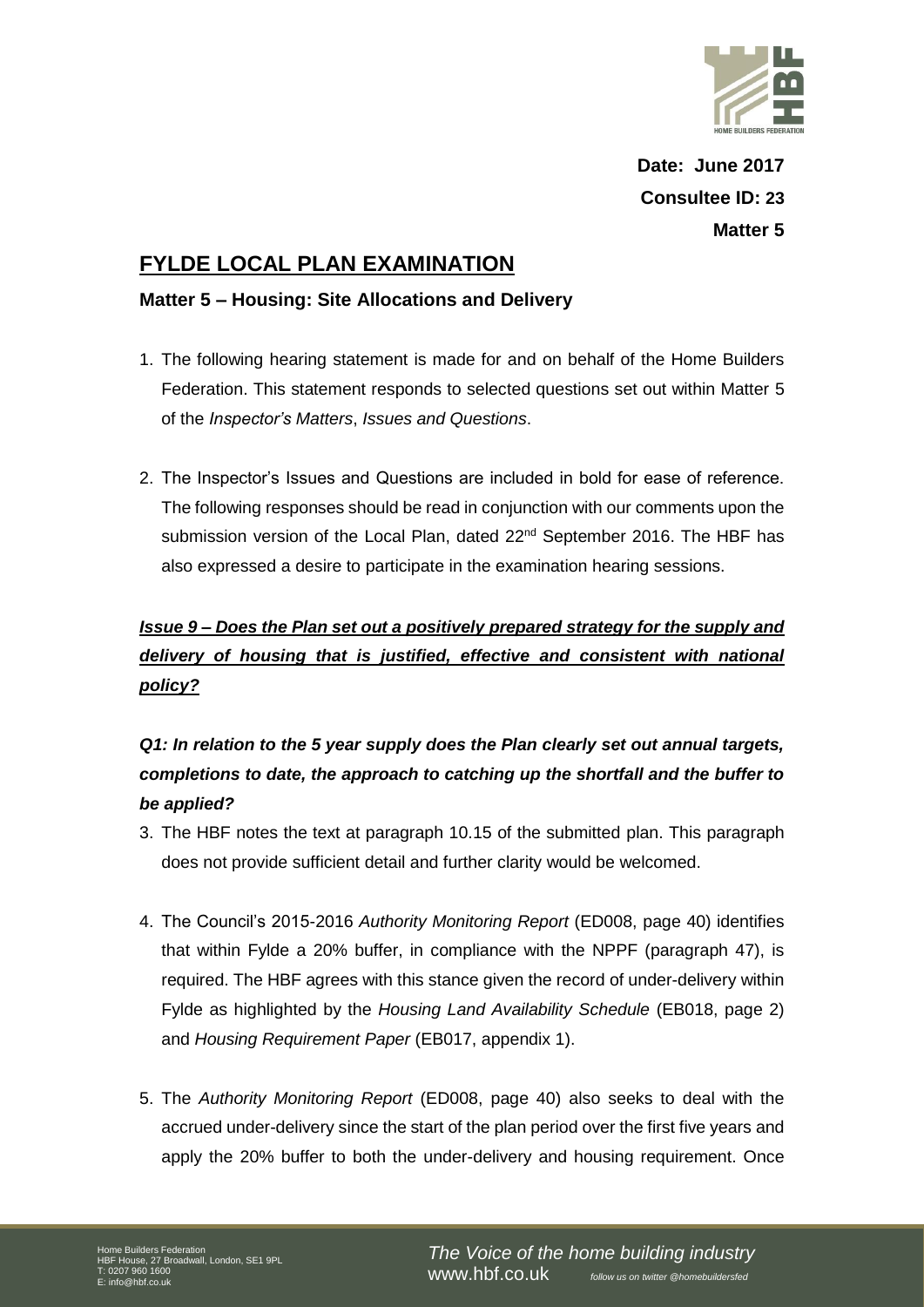**Date: June 2017**

**Consultee ID: 23**

**Matter 5**

# FYLDE LOCAL PLAN EXAMINATION

## Matter 5 – Housing: Site Allocations and Delivery

1. The following hearing statement is made for and on behalf of the Home Builders Federation. This statement responds to selected questions set out within Matter 5 of the *Inspector's Matters*, *Issues and Questions*.

2. The Inspector's Issues and Questions are included in bold for ease of reference. The following responses should be read in conjunction with our comments upon the submission version of the Local Plan, dated 22nd September 2016. The HBF has also expressed a desire to participate in the examination hearing sessions.

***Issue 9 – Does the Plan set out a positively prepared strategy for the supply and delivery of housing that is justified, effective and consistent with national policy?***

***Q1: In relation to the 5 year supply does the Plan clearly set out annual targets, completions to date, the approach to catching up the shortfall and the buffer to be applied?***

3. The HBF notes the text at paragraph 10.15 of the submitted plan. This paragraph does not provide sufficient detail and further clarity would be welcomed.

4. The Council's 2015-2016 *Authority Monitoring Report* (ED008, page 40) identifies that within Fylde a 20% buffer, in compliance with the NPPF (paragraph 47), is required. The HBF agrees with this stance given the record of under-delivery within Fylde as highlighted by the *Housing Land Availability Schedule* (EB018, page 2) and *Housing Requirement Paper* (EB017, appendix 1).

5. The *Authority Monitoring Report* (ED008, page 40) also seeks to deal with the accrued under-delivery since the start of the plan period over the first five years and apply the 20% buffer to both the under-delivery and housing requirement. Once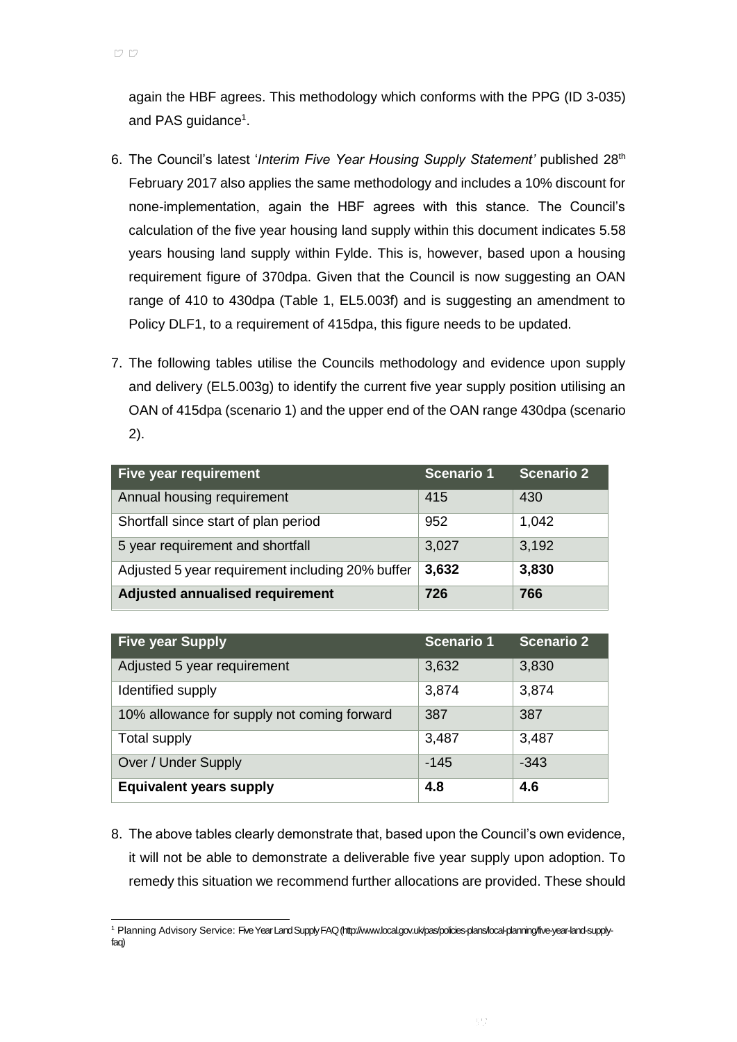again the HBF agrees. This methodology which conforms with the PPG (ID 3-035) and PAS guidance[1].

6. The Council's latest '*Interim Five Year Housing Supply Statement'* published 28th February 2017 also applies the same methodology and includes a 10% discount for none-implementation, again the HBF agrees with this stance. The Council's calculation of the five year housing land supply within this document indicates 5.58 years housing land supply within Fylde. This is, however, based upon a housing requirement figure of 370dpa. Given that the Council is now suggesting an OAN range of 410 to 430dpa (Table 1, EL5.003f) and is suggesting an amendment to Policy DLF1, to a requirement of 415dpa, this figure needs to be updated.

7. The following tables utilise the Councils methodology and evidence upon supply and delivery (EL5.003g) to identify the current five year supply position utilising an OAN of 415dpa (scenario 1) and the upper end of the OAN range 430dpa (scenario 2).

| Five year requirement | Scenario 1 | Scenario 2 |
|---|---|---|
| Annual housing requirement | 415 | 430 |
| Shortfall since start of plan period | 952 | 1,042 |
| 5 year requirement and shortfall | 3,027 | 3,192 |
| Adjusted 5 year requirement including 20% buffer | **3,632** | **3,830** |
| **Adjusted annualised requirement** | **726** | **766** |

| Five year Supply | Scenario 1 | Scenario 2 |
|---|---|---|
| Adjusted 5 year requirement | 3,632 | 3,830 |
| Identified supply | 3,874 | 3,874 |
| 10% allowance for supply not coming forward | 387 | 387 |
| Total supply | 3,487 | 3,487 |
| Over / Under Supply | -145 | -343 |
| **Equivalent years supply** | **4.8** | **4.6** |

8. The above tables clearly demonstrate that, based upon the Council's own evidence, it will not be able to demonstrate a deliverable five year supply upon adoption. To remedy this situation we recommend further allocations are provided. These should

[1] Planning Advisory Service: Five Year Land Supply FAQ (http://www.local.gov.uk/pas/policies-plans/local-planning/five-year-land-supply-faq)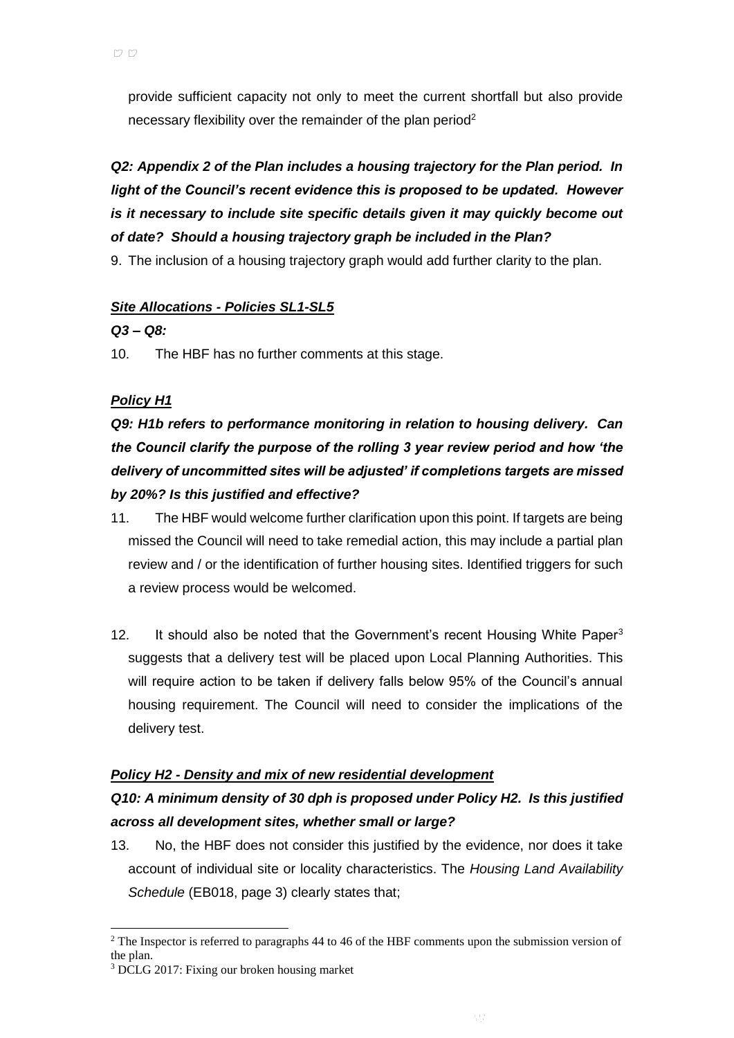provide sufficient capacity not only to meet the current shortfall but also provide necessary flexibility over the remainder of the plan period[2]

***Q2: Appendix 2 of the Plan includes a housing trajectory for the Plan period. In light of the Council's recent evidence this is proposed to be updated. However is it necessary to include site specific details given it may quickly become out of date? Should a housing trajectory graph be included in the Plan?***

9. The inclusion of a housing trajectory graph would add further clarity to the plan.

***Site Allocations - Policies SL1-SL5***

***Q3 – Q8:***

10. The HBF has no further comments at this stage.

***Policy H1***

***Q9: H1b refers to performance monitoring in relation to housing delivery. Can the Council clarify the purpose of the rolling 3 year review period and how 'the delivery of uncommitted sites will be adjusted' if completions targets are missed by 20%? Is this justified and effective?***

11. The HBF would welcome further clarification upon this point. If targets are being missed the Council will need to take remedial action, this may include a partial plan review and / or the identification of further housing sites. Identified triggers for such a review process would be welcomed.

12. It should also be noted that the Government's recent Housing White Paper[3] suggests that a delivery test will be placed upon Local Planning Authorities. This will require action to be taken if delivery falls below 95% of the Council's annual housing requirement. The Council will need to consider the implications of the delivery test.

***Policy H2 - Density and mix of new residential development***

***Q10: A minimum density of 30 dph is proposed under Policy H2. Is this justified across all development sites, whether small or large?***

13. No, the HBF does not consider this justified by the evidence, nor does it take account of individual site or locality characteristics. The *Housing Land Availability Schedule* (EB018, page 3) clearly states that;

---

[2] The Inspector is referred to paragraphs 44 to 46 of the HBF comments upon the submission version of the plan.

[3] DCLG 2017: Fixing our broken housing market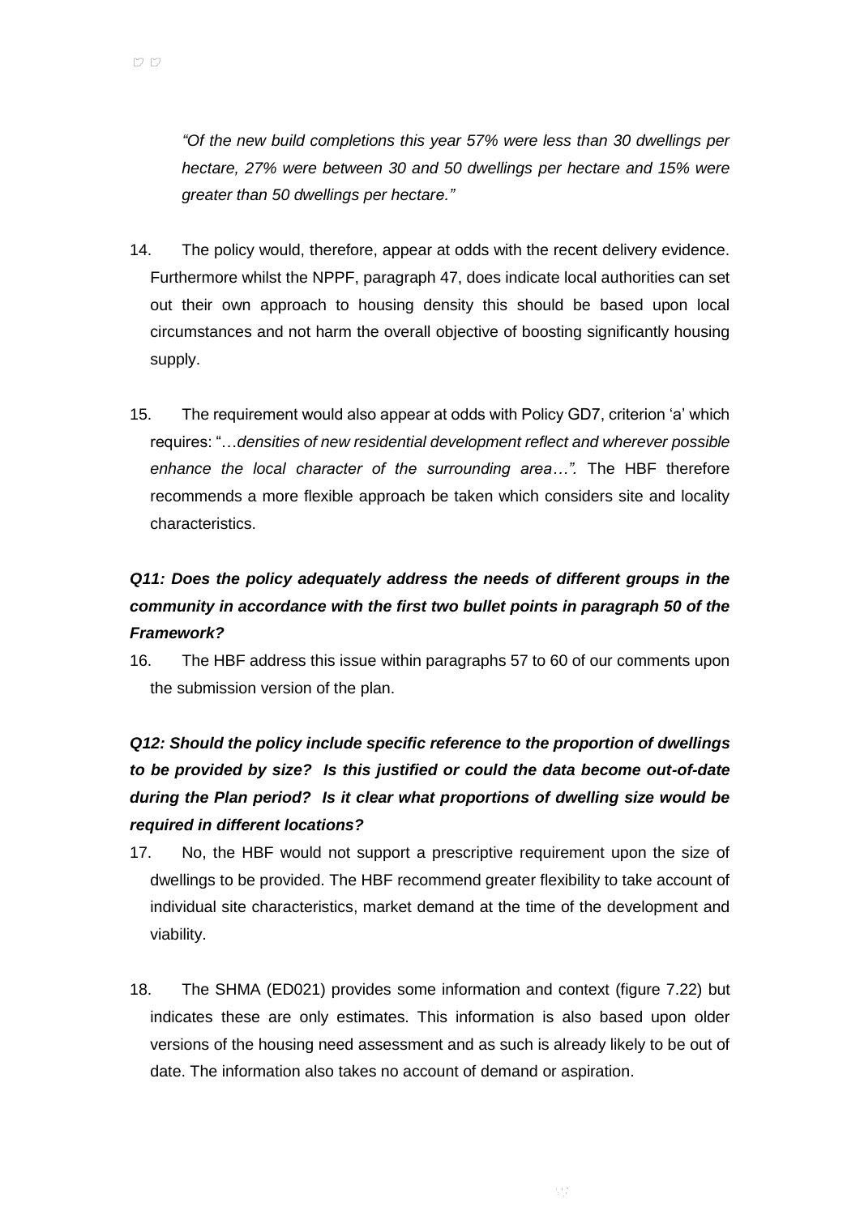*"Of the new build completions this year 57% were less than 30 dwellings per hectare, 27% were between 30 and 50 dwellings per hectare and 15% were greater than 50 dwellings per hectare."*

14. The policy would, therefore, appear at odds with the recent delivery evidence. Furthermore whilst the NPPF, paragraph 47, does indicate local authorities can set out their own approach to housing density this should be based upon local circumstances and not harm the overall objective of boosting significantly housing supply.

15. The requirement would also appear at odds with Policy GD7, criterion 'a' which requires: "…*densities of new residential development reflect and wherever possible enhance the local character of the surrounding area…".* The HBF therefore recommends a more flexible approach be taken which considers site and locality characteristics.

***Q11: Does the policy adequately address the needs of different groups in the community in accordance with the first two bullet points in paragraph 50 of the Framework?***

16. The HBF address this issue within paragraphs 57 to 60 of our comments upon the submission version of the plan.

***Q12: Should the policy include specific reference to the proportion of dwellings to be provided by size? Is this justified or could the data become out-of-date during the Plan period? Is it clear what proportions of dwelling size would be required in different locations?***

17. No, the HBF would not support a prescriptive requirement upon the size of dwellings to be provided. The HBF recommend greater flexibility to take account of individual site characteristics, market demand at the time of the development and viability.

18. The SHMA (ED021) provides some information and context (figure 7.22) but indicates these are only estimates. This information is also based upon older versions of the housing need assessment and as such is already likely to be out of date. The information also takes no account of demand or aspiration.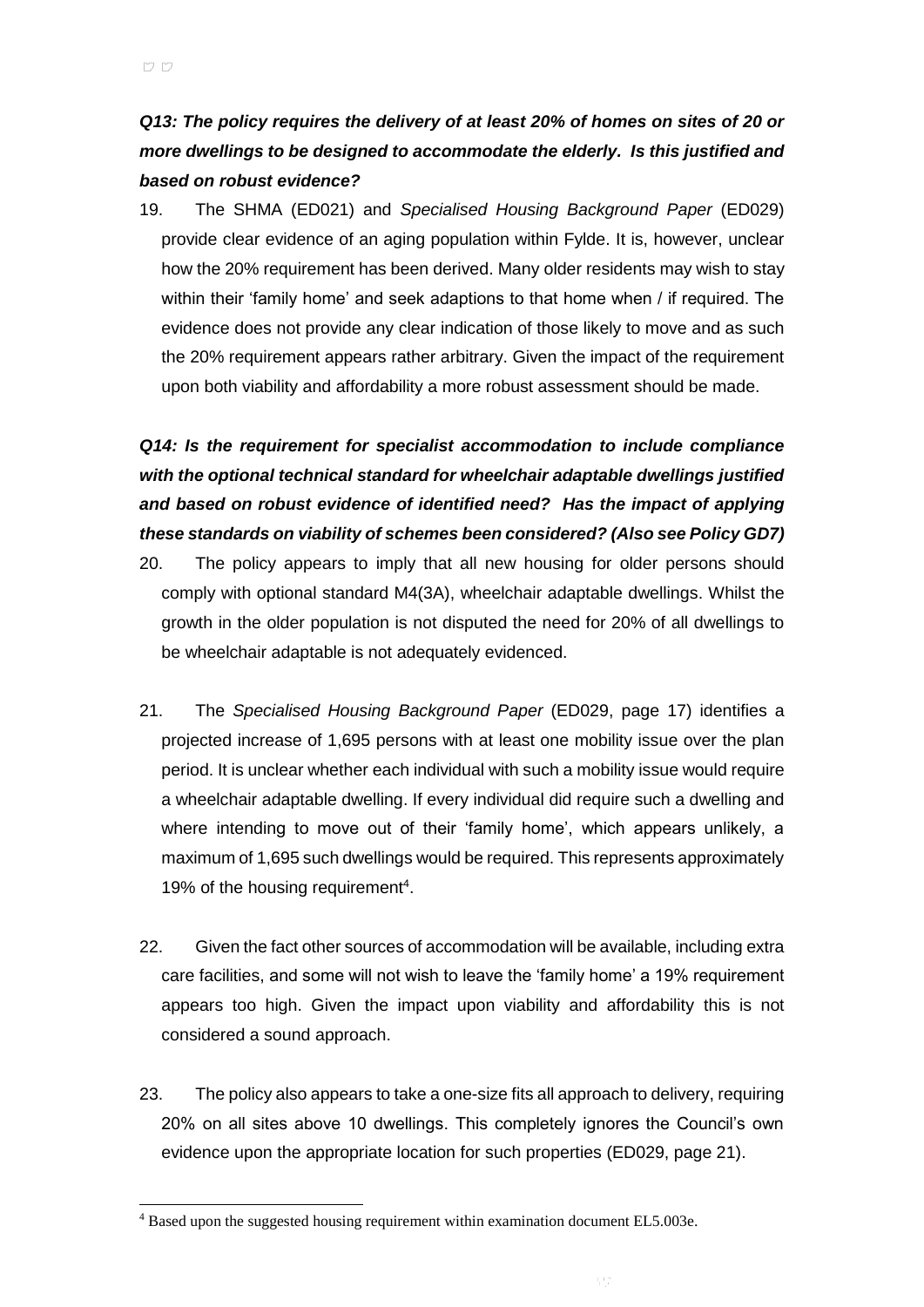***Q13: The policy requires the delivery of at least 20% of homes on sites of 20 or more dwellings to be designed to accommodate the elderly. Is this justified and based on robust evidence?***

19. The SHMA (ED021) and *Specialised Housing Background Paper* (ED029) provide clear evidence of an aging population within Fylde. It is, however, unclear how the 20% requirement has been derived. Many older residents may wish to stay within their 'family home' and seek adaptions to that home when / if required. The evidence does not provide any clear indication of those likely to move and as such the 20% requirement appears rather arbitrary. Given the impact of the requirement upon both viability and affordability a more robust assessment should be made.

***Q14: Is the requirement for specialist accommodation to include compliance with the optional technical standard for wheelchair adaptable dwellings justified and based on robust evidence of identified need? Has the impact of applying these standards on viability of schemes been considered? (Also see Policy GD7)***

20. The policy appears to imply that all new housing for older persons should comply with optional standard M4(3A), wheelchair adaptable dwellings. Whilst the growth in the older population is not disputed the need for 20% of all dwellings to be wheelchair adaptable is not adequately evidenced.

21. The *Specialised Housing Background Paper* (ED029, page 17) identifies a projected increase of 1,695 persons with at least one mobility issue over the plan period. It is unclear whether each individual with such a mobility issue would require a wheelchair adaptable dwelling. If every individual did require such a dwelling and where intending to move out of their 'family home', which appears unlikely, a maximum of 1,695 such dwellings would be required. This represents approximately 19% of the housing requirement[4].

22. Given the fact other sources of accommodation will be available, including extra care facilities, and some will not wish to leave the 'family home' a 19% requirement appears too high. Given the impact upon viability and affordability this is not considered a sound approach.

23. The policy also appears to take a one-size fits all approach to delivery, requiring 20% on all sites above 10 dwellings. This completely ignores the Council's own evidence upon the appropriate location for such properties (ED029, page 21).

---

[4] Based upon the suggested housing requirement within examination document EL5.003e.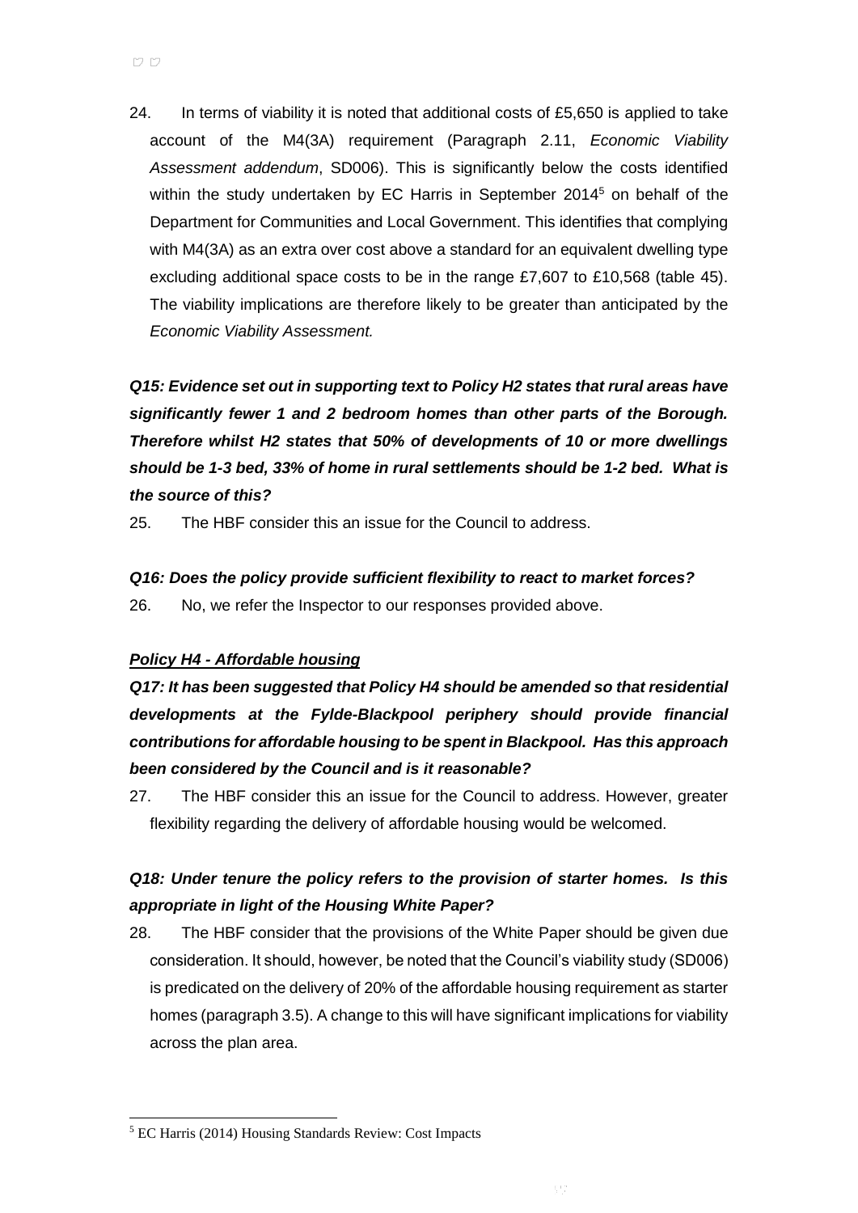24. In terms of viability it is noted that additional costs of £5,650 is applied to take account of the M4(3A) requirement (Paragraph 2.11, *Economic Viability Assessment addendum*, SD006). This is significantly below the costs identified within the study undertaken by EC Harris in September 2014[5] on behalf of the Department for Communities and Local Government. This identifies that complying with M4(3A) as an extra over cost above a standard for an equivalent dwelling type excluding additional space costs to be in the range £7,607 to £10,568 (table 45). The viability implications are therefore likely to be greater than anticipated by the *Economic Viability Assessment.*

***Q15: Evidence set out in supporting text to Policy H2 states that rural areas have significantly fewer 1 and 2 bedroom homes than other parts of the Borough. Therefore whilst H2 states that 50% of developments of 10 or more dwellings should be 1-3 bed, 33% of home in rural settlements should be 1-2 bed. What is the source of this?***

25. The HBF consider this an issue for the Council to address.

***Q16: Does the policy provide sufficient flexibility to react to market forces?***

26. No, we refer the Inspector to our responses provided above.

***<u>Policy H4 - Affordable housing</u>***

***Q17: It has been suggested that Policy H4 should be amended so that residential developments at the Fylde-Blackpool periphery should provide financial contributions for affordable housing to be spent in Blackpool. Has this approach been considered by the Council and is it reasonable?***

27. The HBF consider this an issue for the Council to address. However, greater flexibility regarding the delivery of affordable housing would be welcomed.

***Q18: Under tenure the policy refers to the provision of starter homes. Is this appropriate in light of the Housing White Paper?***

28. The HBF consider that the provisions of the White Paper should be given due consideration. It should, however, be noted that the Council's viability study (SD006) is predicated on the delivery of 20% of the affordable housing requirement as starter homes (paragraph 3.5). A change to this will have significant implications for viability across the plan area.

---

[5] EC Harris (2014) Housing Standards Review: Cost Impacts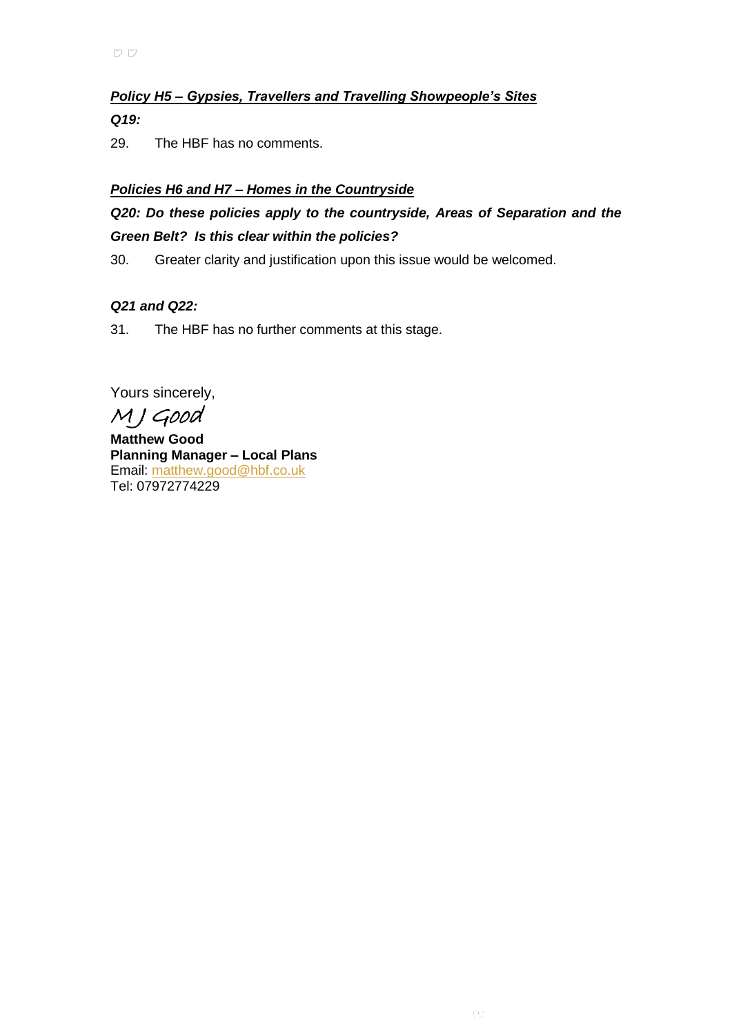***Policy H5 – Gypsies, Travellers and Travelling Showpeople's Sites***

***Q19:***

29. The HBF has no comments.

***Policies H6 and H7 – Homes in the Countryside***

***Q20: Do these policies apply to the countryside, Areas of Separation and the Green Belt? Is this clear within the policies?***

30. Greater clarity and justification upon this issue would be welcomed.

***Q21 and Q22:***

31. The HBF has no further comments at this stage.

Yours sincerely,

*MJ Good*

**Matthew Good**
**Planning Manager – Local Plans**
Email: matthew.good@hbf.co.uk
Tel: 07972774229